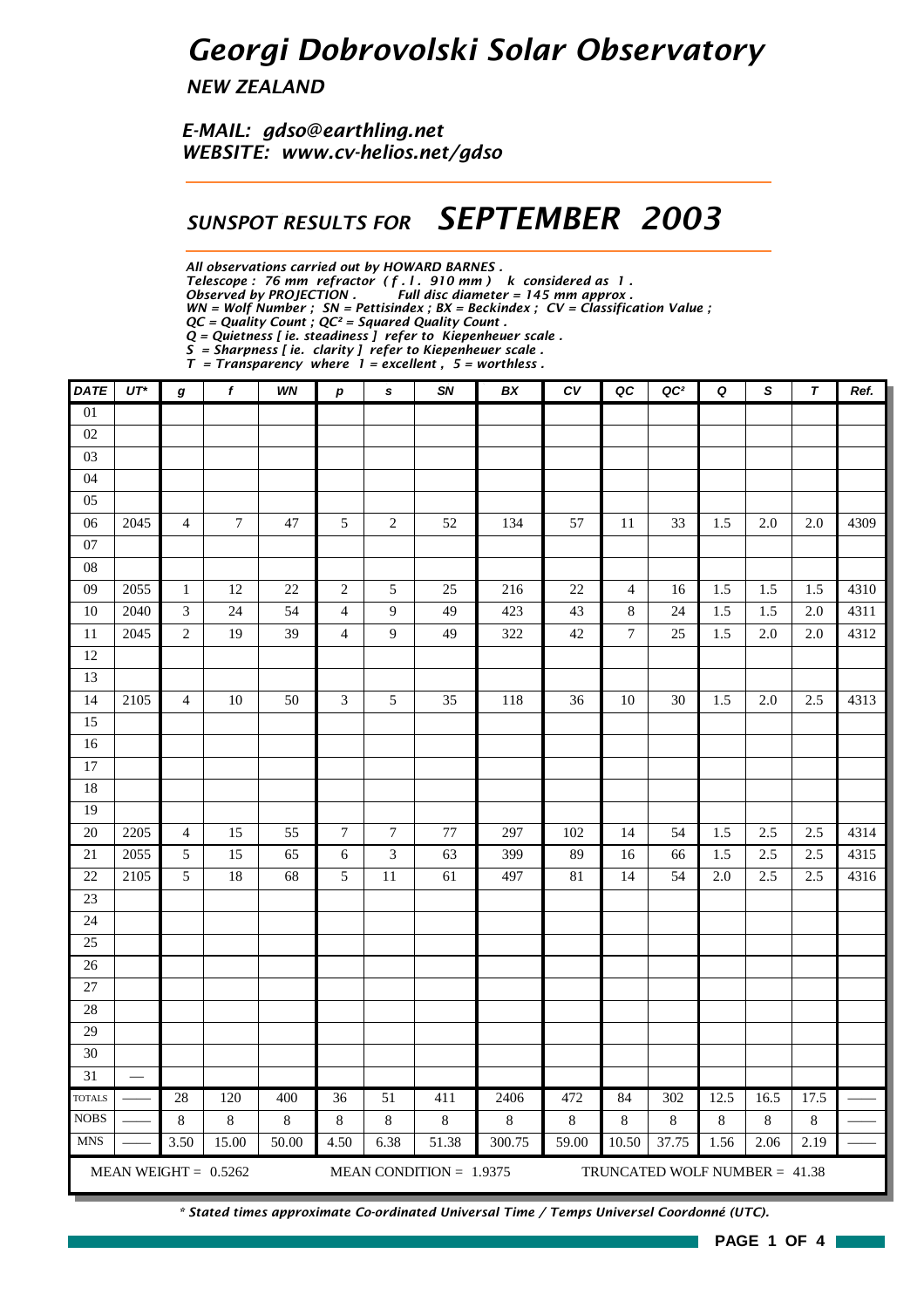# Georgi Dobrovolski Solar Observatory

## NEW ZEALAND

*E-MAIL: gdso@earthling.net*
*WEBSITE: www.cv-helios.net/gdso*

## SUNSPOT RESULTS FOR SEPTEMBER 2003

*All observations carried out by HOWARD BARNES .*
*Telescope : 76 mm refractor ( f . l . 910 mm ) k considered as 1 .*
*Observed by PROJECTION . Full disc diameter = 145 mm approx .*
*WN = Wolf Number ; SN = Pettisindex ; BX = Beckindex ; CV = Classification Value ;*
*QC = Quality Count ; QC² = Squared Quality Count .*
*Q = Quietness [ ie. steadiness ] refer to Kiepenheuer scale .*
*S = Sharpness [ ie. clarity ] refer to Kiepenheuer scale .*
*T = Transparency where 1 = excellent , 5 = worthless .*

| DATE | UT* | g | f | WN | p | s | SN | BX | CV | QC | QC² | Q | S | T | Ref. |
|---|---|---|---|---|---|---|---|---|---|---|---|---|---|---|---|
| 01 | | | | | | | | | | | | | | | |
| 02 | | | | | | | | | | | | | | | |
| 03 | | | | | | | | | | | | | | | |
| 04 | | | | | | | | | | | | | | | |
| 05 | | | | | | | | | | | | | | | |
| 06 | 2045 | 4 | 7 | 47 | 5 | 2 | 52 | 134 | 57 | 11 | 33 | 1.5 | 2.0 | 2.0 | 4309 |
| 07 | | | | | | | | | | | | | | | |
| 08 | | | | | | | | | | | | | | | |
| 09 | 2055 | 1 | 12 | 22 | 2 | 5 | 25 | 216 | 22 | 4 | 16 | 1.5 | 1.5 | 1.5 | 4310 |
| 10 | 2040 | 3 | 24 | 54 | 4 | 9 | 49 | 423 | 43 | 8 | 24 | 1.5 | 1.5 | 2.0 | 4311 |
| 11 | 2045 | 2 | 19 | 39 | 4 | 9 | 49 | 322 | 42 | 7 | 25 | 1.5 | 2.0 | 2.0 | 4312 |
| 12 | | | | | | | | | | | | | | | |
| 13 | | | | | | | | | | | | | | | |
| 14 | 2105 | 4 | 10 | 50 | 3 | 5 | 35 | 118 | 36 | 10 | 30 | 1.5 | 2.0 | 2.5 | 4313 |
| 15 | | | | | | | | | | | | | | | |
| 16 | | | | | | | | | | | | | | | |
| 17 | | | | | | | | | | | | | | | |
| 18 | | | | | | | | | | | | | | | |
| 19 | | | | | | | | | | | | | | | |
| 20 | 2205 | 4 | 15 | 55 | 7 | 7 | 77 | 297 | 102 | 14 | 54 | 1.5 | 2.5 | 2.5 | 4314 |
| 21 | 2055 | 5 | 15 | 65 | 6 | 3 | 63 | 399 | 89 | 16 | 66 | 1.5 | 2.5 | 2.5 | 4315 |
| 22 | 2105 | 5 | 18 | 68 | 5 | 11 | 61 | 497 | 81 | 14 | 54 | 2.0 | 2.5 | 2.5 | 4316 |
| 23 | | | | | | | | | | | | | | | |
| 24 | | | | | | | | | | | | | | | |
| 25 | | | | | | | | | | | | | | | |
| 26 | | | | | | | | | | | | | | | |
| 27 | | | | | | | | | | | | | | | |
| 28 | | | | | | | | | | | | | | | |
| 29 | | | | | | | | | | | | | | | |
| 30 | | | | | | | | | | | | | | | |
| 31 | — | | | | | | | | | | | | | | |
| TOTALS | —— | 28 | 120 | 400 | 36 | 51 | 411 | 2406 | 472 | 84 | 302 | 12.5 | 16.5 | 17.5 | —— |
| NOBS | —— | 8 | 8 | 8 | 8 | 8 | 8 | 8 | 8 | 8 | 8 | 8 | 8 | 8 | —— |
| MNS | —— | 3.50 | 15.00 | 50.00 | 4.50 | 6.38 | 51.38 | 300.75 | 59.00 | 10.50 | 37.75 | 1.56 | 2.06 | 2.19 | —— |

MEAN WEIGHT = 0.5262 MEAN CONDITION = 1.9375 TRUNCATED WOLF NUMBER = 41.38

*\* Stated times approximate Co-ordinated Universal Time / Temps Universel Coordonné (UTC).*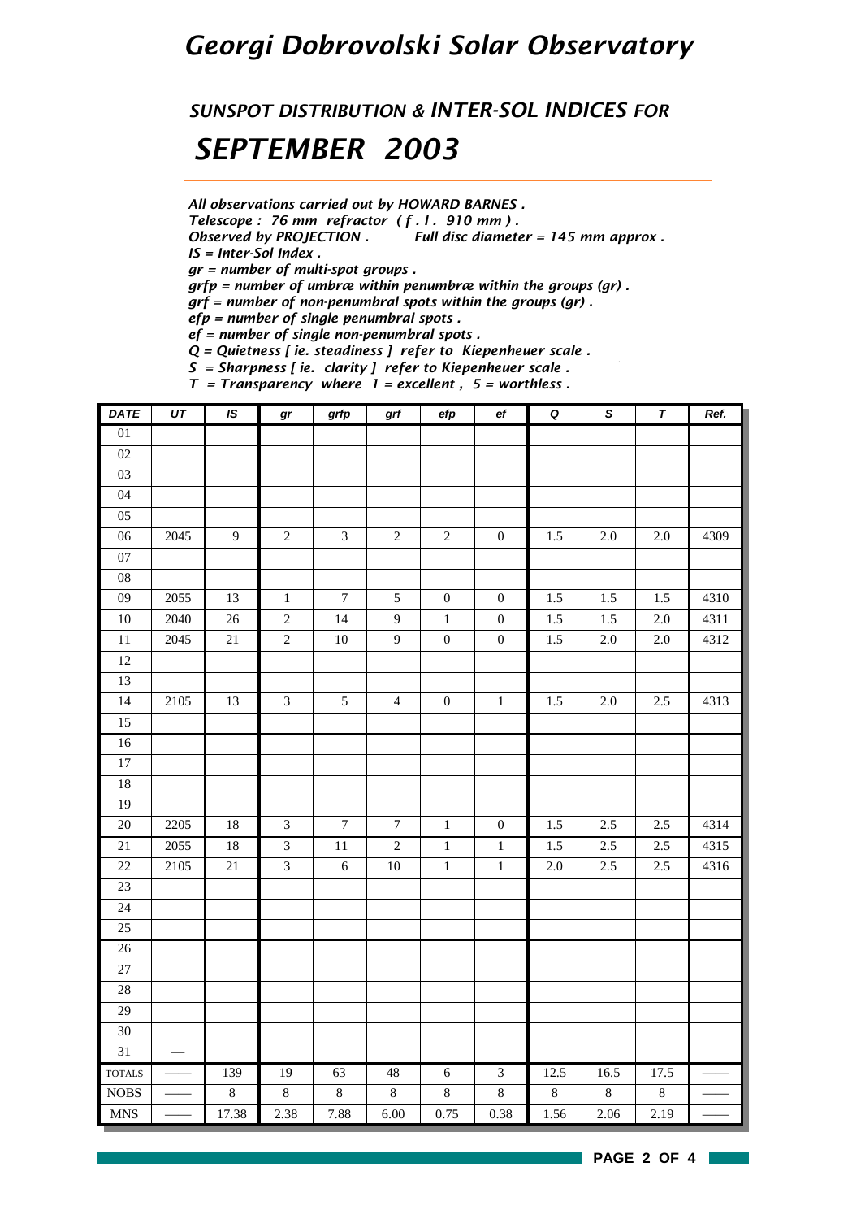# Georgi Dobrovolski Solar Observatory

## SUNSPOT DISTRIBUTION & INTER-SOL INDICES FOR

## SEPTEMBER 2003

*All observations carried out by HOWARD BARNES .*
*Telescope : 76 mm refractor ( f . l . 910 mm ) .*
*Observed by PROJECTION . Full disc diameter = 145 mm approx .*
*IS = Inter-Sol Index .*
*gr = number of multi-spot groups .*
*grfp = number of umbræ within penumbræ within the groups (gr) .*
*grf = number of non-penumbral spots within the groups (gr) .*
*efp = number of single penumbral spots .*
*ef = number of single non-penumbral spots .*
*Q = Quietness [ ie. steadiness ] refer to Kiepenheuer scale .*
*S = Sharpness [ ie. clarity ] refer to Kiepenheuer scale .*
*T = Transparency where 1 = excellent , 5 = worthless .*

| DATE | UT | IS | gr | grfp | grf | efp | ef | Q | S | T | Ref. |
|---|---|---|---|---|---|---|---|---|---|---|---|
| 01 | | | | | | | | | | | |
| 02 | | | | | | | | | | | |
| 03 | | | | | | | | | | | |
| 04 | | | | | | | | | | | |
| 05 | | | | | | | | | | | |
| 06 | 2045 | 9 | 2 | 3 | 2 | 2 | 0 | 1.5 | 2.0 | 2.0 | 4309 |
| 07 | | | | | | | | | | | |
| 08 | | | | | | | | | | | |
| 09 | 2055 | 13 | 1 | 7 | 5 | 0 | 0 | 1.5 | 1.5 | 1.5 | 4310 |
| 10 | 2040 | 26 | 2 | 14 | 9 | 1 | 0 | 1.5 | 1.5 | 2.0 | 4311 |
| 11 | 2045 | 21 | 2 | 10 | 9 | 0 | 0 | 1.5 | 2.0 | 2.0 | 4312 |
| 12 | | | | | | | | | | | |
| 13 | | | | | | | | | | | |
| 14 | 2105 | 13 | 3 | 5 | 4 | 0 | 1 | 1.5 | 2.0 | 2.5 | 4313 |
| 15 | | | | | | | | | | | |
| 16 | | | | | | | | | | | |
| 17 | | | | | | | | | | | |
| 18 | | | | | | | | | | | |
| 19 | | | | | | | | | | | |
| 20 | 2205 | 18 | 3 | 7 | 7 | 1 | 0 | 1.5 | 2.5 | 2.5 | 4314 |
| 21 | 2055 | 18 | 3 | 11 | 2 | 1 | 1 | 1.5 | 2.5 | 2.5 | 4315 |
| 22 | 2105 | 21 | 3 | 6 | 10 | 1 | 1 | 2.0 | 2.5 | 2.5 | 4316 |
| 23 | | | | | | | | | | | |
| 24 | | | | | | | | | | | |
| 25 | | | | | | | | | | | |
| 26 | | | | | | | | | | | |
| 27 | | | | | | | | | | | |
| 28 | | | | | | | | | | | |
| 29 | | | | | | | | | | | |
| 30 | | | | | | | | | | | |
| 31 | — | | | | | | | | | | |
| TOTALS | —— | 139 | 19 | 63 | 48 | 6 | 3 | 12.5 | 16.5 | 17.5 | —— |
| NOBS | —— | 8 | 8 | 8 | 8 | 8 | 8 | 8 | 8 | 8 | —— |
| MNS | —— | 17.38 | 2.38 | 7.88 | 6.00 | 0.75 | 0.38 | 1.56 | 2.06 | 2.19 | —— |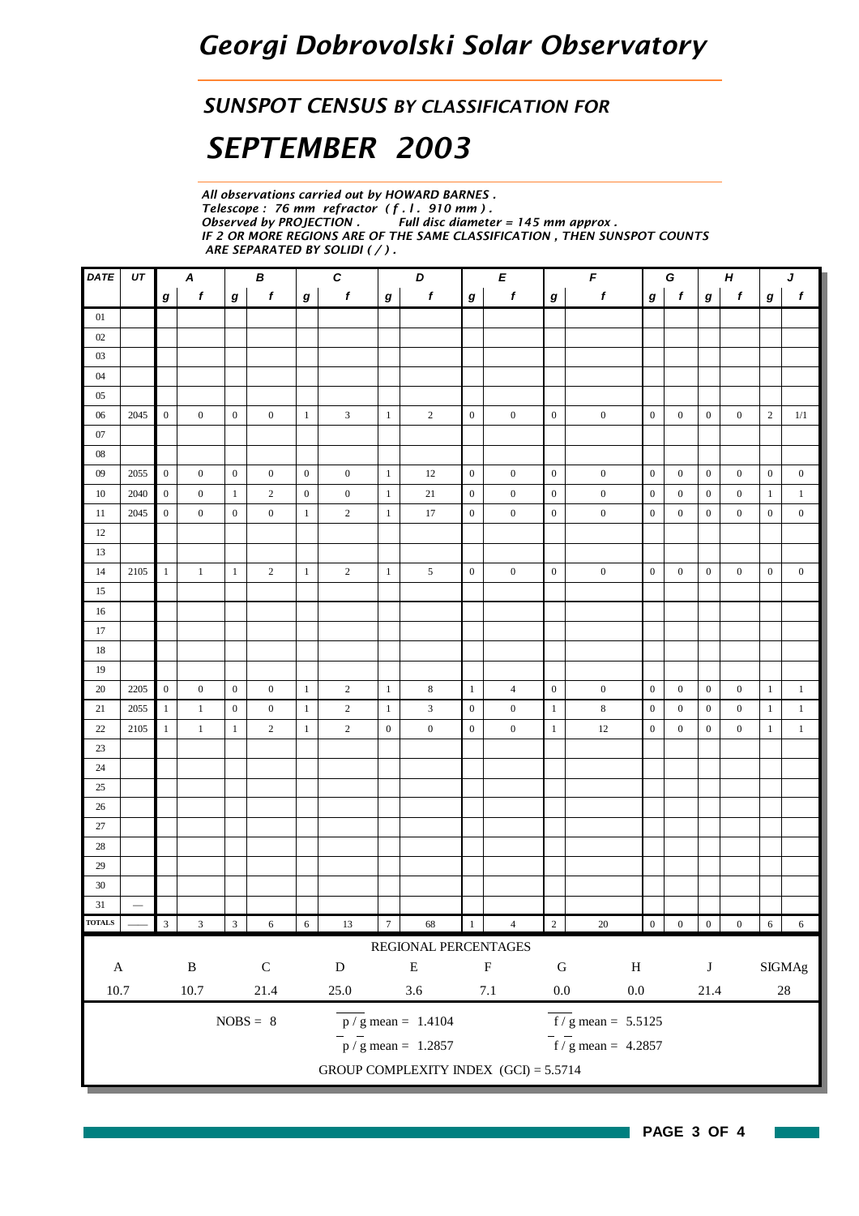# Georgi Dobrovolski Solar Observatory

## SUNSPOT CENSUS BY CLASSIFICATION FOR

# SEPTEMBER 2003

*All observations carried out by HOWARD BARNES .*
*Telescope : 76 mm refractor ( f . l . 910 mm ) .*
*Observed by PROJECTION . Full disc diameter = 145 mm approx .*
*IF 2 OR MORE REGIONS ARE OF THE SAME CLASSIFICATION , THEN SUNSPOT COUNTS ARE SEPARATED BY SOLIDI ( / ) .*

| DATE | UT | A | | B | | C | | D | | E | | F | | G | | H | | J | |
|---|---|---|---|---|---|---|---|---|---|---|---|---|---|---|---|---|---|---|---|
| | | g | f | g | f | g | f | g | f | g | f | g | f | g | f | g | f | g | f |
| 01 | | | | | | | | | | | | | | | | | | | |
| 02 | | | | | | | | | | | | | | | | | | | |
| 03 | | | | | | | | | | | | | | | | | | | |
| 04 | | | | | | | | | | | | | | | | | | | |
| 05 | | | | | | | | | | | | | | | | | | | |
| 06 | 2045 | 0 | 0 | 0 | 0 | 1 | 3 | 1 | 2 | 0 | 0 | 0 | 0 | 0 | 0 | 0 | 0 | 2 | 1/1 |
| 07 | | | | | | | | | | | | | | | | | | | |
| 08 | | | | | | | | | | | | | | | | | | | |
| 09 | 2055 | 0 | 0 | 0 | 0 | 0 | 0 | 1 | 12 | 0 | 0 | 0 | 0 | 0 | 0 | 0 | 0 | 0 | 0 |
| 10 | 2040 | 0 | 0 | 1 | 2 | 0 | 0 | 1 | 21 | 0 | 0 | 0 | 0 | 0 | 0 | 0 | 0 | 1 | 1 |
| 11 | 2045 | 0 | 0 | 0 | 0 | 1 | 2 | 1 | 17 | 0 | 0 | 0 | 0 | 0 | 0 | 0 | 0 | 0 | 0 |
| 12 | | | | | | | | | | | | | | | | | | | |
| 13 | | | | | | | | | | | | | | | | | | | |
| 14 | 2105 | 1 | 1 | 1 | 2 | 1 | 2 | 1 | 5 | 0 | 0 | 0 | 0 | 0 | 0 | 0 | 0 | 0 | 0 |
| 15 | | | | | | | | | | | | | | | | | | | |
| 16 | | | | | | | | | | | | | | | | | | | |
| 17 | | | | | | | | | | | | | | | | | | | |
| 18 | | | | | | | | | | | | | | | | | | | |
| 19 | | | | | | | | | | | | | | | | | | | |
| 20 | 2205 | 0 | 0 | 0 | 0 | 1 | 2 | 1 | 8 | 1 | 4 | 0 | 0 | 0 | 0 | 0 | 0 | 1 | 1 |
| 21 | 2055 | 1 | 1 | 0 | 0 | 1 | 2 | 1 | 3 | 0 | 0 | 1 | 8 | 0 | 0 | 0 | 0 | 1 | 1 |
| 22 | 2105 | 1 | 1 | 1 | 2 | 1 | 2 | 0 | 0 | 0 | 0 | 1 | 12 | 0 | 0 | 0 | 0 | 1 | 1 |
| 23 | | | | | | | | | | | | | | | | | | | |
| 24 | | | | | | | | | | | | | | | | | | | |
| 25 | | | | | | | | | | | | | | | | | | | |
| 26 | | | | | | | | | | | | | | | | | | | |
| 27 | | | | | | | | | | | | | | | | | | | |
| 28 | | | | | | | | | | | | | | | | | | | |
| 29 | | | | | | | | | | | | | | | | | | | |
| 30 | | | | | | | | | | | | | | | | | | | |
| 31 | — | | | | | | | | | | | | | | | | | | |
| TOTALS | —— | 3 | 3 | 3 | 6 | 6 | 13 | 7 | 68 | 1 | 4 | 2 | 20 | 0 | 0 | 0 | 0 | 6 | 6 |

REGIONAL PERCENTAGES

| A | B | C | D | E | F | G | H | J | SIGMAg |
|---|---|---|---|---|---|---|---|---|---|
| 10.7 | 10.7 | 21.4 | 25.0 | 3.6 | 7.1 | 0.0 | 0.0 | 21.4 | 28 |

NOBS = 8

$\overline{p / g}$ mean = 1.4104

$\overline{f / g}$ mean = 5.5125

$\bar{p} / \bar{g}$ mean = 1.2857

$\bar{f} / \bar{g}$ mean = 4.2857

GROUP COMPLEXITY INDEX (GCI) = 5.5714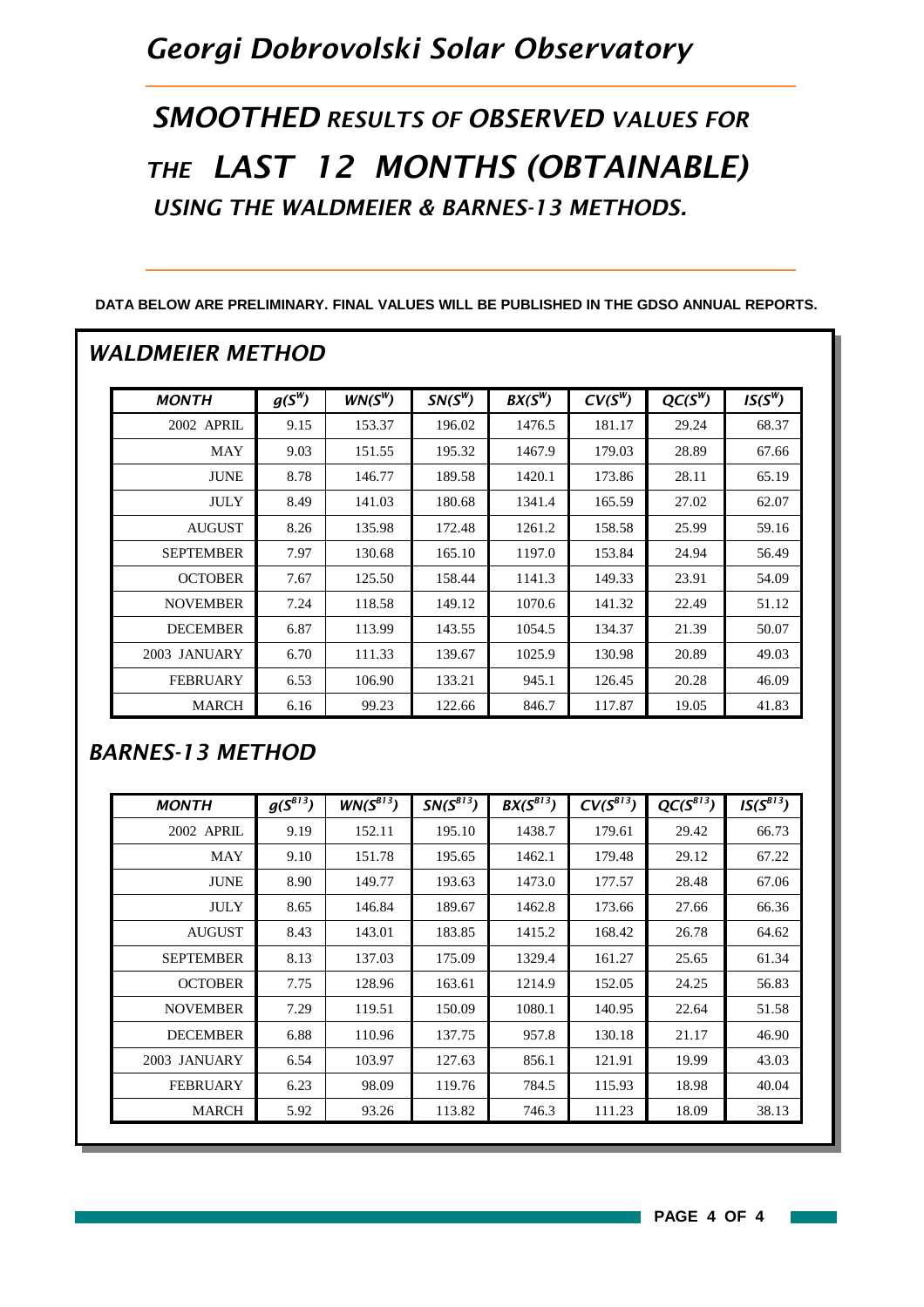# Georgi Dobrovolski Solar Observatory

## *SMOOTHED RESULTS OF OBSERVED VALUES FOR THE LAST 12 MONTHS (OBTAINABLE) USING THE WALDMEIER & BARNES-13 METHODS.*

**DATA BELOW ARE PRELIMINARY. FINAL VALUES WILL BE PUBLISHED IN THE GDSO ANNUAL REPORTS.**

### *WALDMEIER METHOD*

| MONTH | $g(S^W)$ | $WN(S^W)$ | $SN(S^W)$ | $BX(S^W)$ | $CV(S^W)$ | $QC(S^W)$ | $IS(S^W)$ |
|---|---|---|---|---|---|---|---|
| 2002 APRIL | 9.15 | 153.37 | 196.02 | 1476.5 | 181.17 | 29.24 | 68.37 |
| MAY | 9.03 | 151.55 | 195.32 | 1467.9 | 179.03 | 28.89 | 67.66 |
| JUNE | 8.78 | 146.77 | 189.58 | 1420.1 | 173.86 | 28.11 | 65.19 |
| JULY | 8.49 | 141.03 | 180.68 | 1341.4 | 165.59 | 27.02 | 62.07 |
| AUGUST | 8.26 | 135.98 | 172.48 | 1261.2 | 158.58 | 25.99 | 59.16 |
| SEPTEMBER | 7.97 | 130.68 | 165.10 | 1197.0 | 153.84 | 24.94 | 56.49 |
| OCTOBER | 7.67 | 125.50 | 158.44 | 1141.3 | 149.33 | 23.91 | 54.09 |
| NOVEMBER | 7.24 | 118.58 | 149.12 | 1070.6 | 141.32 | 22.49 | 51.12 |
| DECEMBER | 6.87 | 113.99 | 143.55 | 1054.5 | 134.37 | 21.39 | 50.07 |
| 2003 JANUARY | 6.70 | 111.33 | 139.67 | 1025.9 | 130.98 | 20.89 | 49.03 |
| FEBRUARY | 6.53 | 106.90 | 133.21 | 945.1 | 126.45 | 20.28 | 46.09 |
| MARCH | 6.16 | 99.23 | 122.66 | 846.7 | 117.87 | 19.05 | 41.83 |

### *BARNES-13 METHOD*

| MONTH | $g(S^{B13})$ | $WN(S^{B13})$ | $SN(S^{B13})$ | $BX(S^{B13})$ | $CV(S^{B13})$ | $QC(S^{B13})$ | $IS(S^{B13})$ |
|---|---|---|---|---|---|---|---|
| 2002 APRIL | 9.19 | 152.11 | 195.10 | 1438.7 | 179.61 | 29.42 | 66.73 |
| MAY | 9.10 | 151.78 | 195.65 | 1462.1 | 179.48 | 29.12 | 67.22 |
| JUNE | 8.90 | 149.77 | 193.63 | 1473.0 | 177.57 | 28.48 | 67.06 |
| JULY | 8.65 | 146.84 | 189.67 | 1462.8 | 173.66 | 27.66 | 66.36 |
| AUGUST | 8.43 | 143.01 | 183.85 | 1415.2 | 168.42 | 26.78 | 64.62 |
| SEPTEMBER | 8.13 | 137.03 | 175.09 | 1329.4 | 161.27 | 25.65 | 61.34 |
| OCTOBER | 7.75 | 128.96 | 163.61 | 1214.9 | 152.05 | 24.25 | 56.83 |
| NOVEMBER | 7.29 | 119.51 | 150.09 | 1080.1 | 140.95 | 22.64 | 51.58 |
| DECEMBER | 6.88 | 110.96 | 137.75 | 957.8 | 130.18 | 21.17 | 46.90 |
| 2003 JANUARY | 6.54 | 103.97 | 127.63 | 856.1 | 121.91 | 19.99 | 43.03 |
| FEBRUARY | 6.23 | 98.09 | 119.76 | 784.5 | 115.93 | 18.98 | 40.04 |
| MARCH | 5.92 | 93.26 | 113.82 | 746.3 | 111.23 | 18.09 | 38.13 |